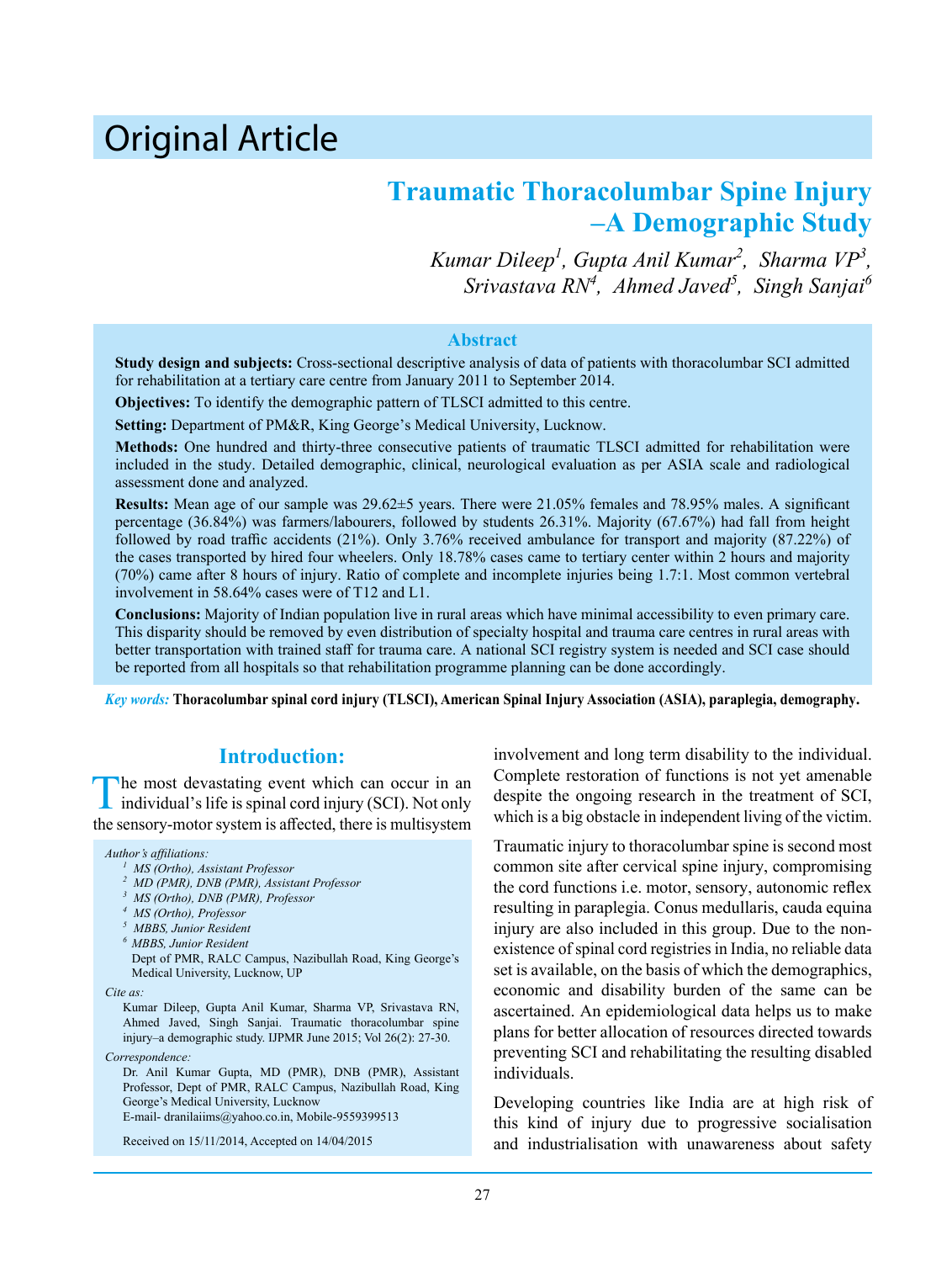# Original Article

## Traumatic Thoracolumbar Spine Injury –A Demographic Study

*Kumar Dileep[1], Gupta Anil Kumar[2], Sharma VP[3], Srivastava RN[4], Ahmed Javed[5], Singh Sanjai[6]*

### Abstract

**Study design and subjects:** Cross-sectional descriptive analysis of data of patients with thoracolumbar SCI admitted for rehabilitation at a tertiary care centre from January 2011 to September 2014.

**Objectives:** To identify the demographic pattern of TLSCI admitted to this centre.

**Setting:** Department of PM&R, King George's Medical University, Lucknow.

**Methods:** One hundred and thirty-three consecutive patients of traumatic TLSCI admitted for rehabilitation were included in the study. Detailed demographic, clinical, neurological evaluation as per ASIA scale and radiological assessment done and analyzed.

**Results:** Mean age of our sample was 29.62±5 years. There were 21.05% females and 78.95% males. A significant percentage (36.84%) was farmers/labourers, followed by students 26.31%. Majority (67.67%) had fall from height followed by road traffic accidents (21%). Only 3.76% received ambulance for transport and majority (87.22%) of the cases transported by hired four wheelers. Only 18.78% cases came to tertiary center within 2 hours and majority (70%) came after 8 hours of injury. Ratio of complete and incomplete injuries being 1.7:1. Most common vertebral involvement in 58.64% cases were of T12 and L1.

**Conclusions:** Majority of Indian population live in rural areas which have minimal accessibility to even primary care. This disparity should be removed by even distribution of specialty hospital and trauma care centres in rural areas with better transportation with trained staff for trauma care. A national SCI registry system is needed and SCI case should be reported from all hospitals so that rehabilitation programme planning can be done accordingly.

*Key words:* **Thoracolumbar spinal cord injury (TLSCI), American Spinal Injury Association (ASIA), paraplegia, demography.**

## Introduction:

The most devastating event which can occur in an individual's life is spinal cord injury (SCI). Not only the sensory-motor system is affected, there is multisystem involvement and long term disability to the individual. Complete restoration of functions is not yet amenable despite the ongoing research in the treatment of SCI, which is a big obstacle in independent living of the victim.

Traumatic injury to thoracolumbar spine is second most common site after cervical spine injury, compromising the cord functions i.e. motor, sensory, autonomic reflex resulting in paraplegia. Conus medullaris, cauda equina injury are also included in this group. Due to the non-existence of spinal cord registries in India, no reliable data set is available, on the basis of which the demographics, economic and disability burden of the same can be ascertained. An epidemiological data helps us to make plans for better allocation of resources directed towards preventing SCI and rehabilitating the resulting disabled individuals.

Developing countries like India are at high risk of this kind of injury due to progressive socialisation and industrialisation with unawareness about safety

*Author's affiliations:*

[1] MS (Ortho), Assistant Professor
[2] MD (PMR), DNB (PMR), Assistant Professor
[3] MS (Ortho), DNB (PMR), Professor
[4] MS (Ortho), Professor
[5] MBBS, Junior Resident
[6] MBBS, Junior Resident

Dept of PMR, RALC Campus, Nazibullah Road, King George's Medical University, Lucknow, UP

*Cite as:*

Kumar Dileep, Gupta Anil Kumar, Sharma VP, Srivastava RN, Ahmed Javed, Singh Sanjai. Traumatic thoracolumbar spine injury–a demographic study. IJPMR June 2015; Vol 26(2): 27-30.

*Correspondence:*

Dr. Anil Kumar Gupta, MD (PMR), DNB (PMR), Assistant Professor, Dept of PMR, RALC Campus, Nazibullah Road, King George's Medical University, Lucknow
E-mail- dranilaiims@yahoo.co.in, Mobile-9559399513

Received on 15/11/2014, Accepted on 14/04/2015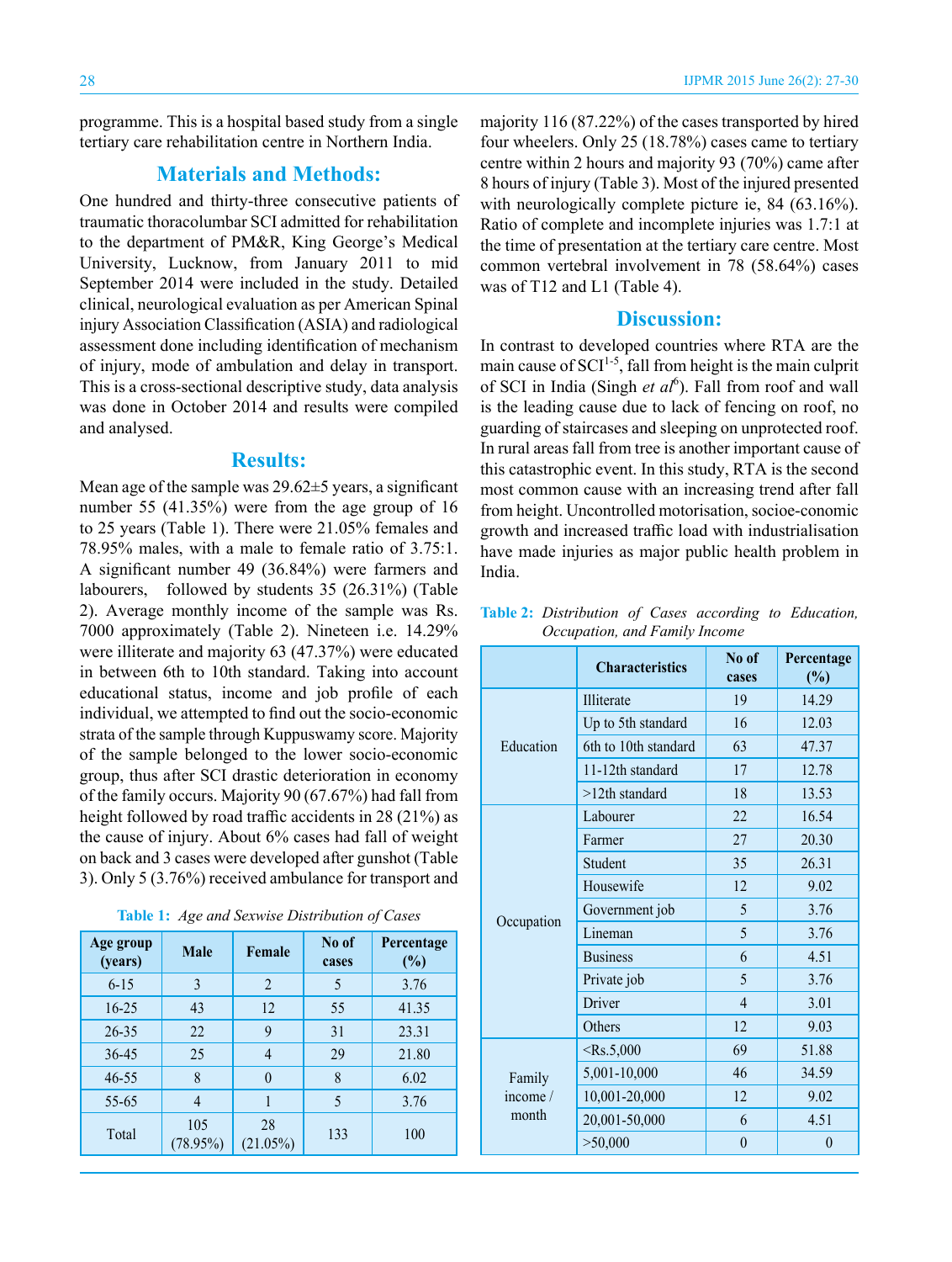programme. This is a hospital based study from a single tertiary care rehabilitation centre in Northern India.

## Materials and Methods:

One hundred and thirty-three consecutive patients of traumatic thoracolumbar SCI admitted for rehabilitation to the department of PM&R, King George's Medical University, Lucknow, from January 2011 to mid September 2014 were included in the study. Detailed clinical, neurological evaluation as per American Spinal injury Association Classification (ASIA) and radiological assessment done including identification of mechanism of injury, mode of ambulation and delay in transport. This is a cross-sectional descriptive study, data analysis was done in October 2014 and results were compiled and analysed.

## Results:

Mean age of the sample was 29.62±5 years, a significant number 55 (41.35%) were from the age group of 16 to 25 years (Table 1). There were 21.05% females and 78.95% males, with a male to female ratio of 3.75:1. A significant number 49 (36.84%) were farmers and labourers, followed by students 35 (26.31%) (Table 2). Average monthly income of the sample was Rs. 7000 approximately (Table 2). Nineteen i.e. 14.29% were illiterate and majority 63 (47.37%) were educated in between 6th to 10th standard. Taking into account educational status, income and job profile of each individual, we attempted to find out the socio-economic strata of the sample through Kuppuswamy score. Majority of the sample belonged to the lower socio-economic group, thus after SCI drastic deterioration in economy of the family occurs. Majority 90 (67.67%) had fall from height followed by road traffic accidents in 28 (21%) as the cause of injury. About 6% cases had fall of weight on back and 3 cases were developed after gunshot (Table 3). Only 5 (3.76%) received ambulance for transport and majority 116 (87.22%) of the cases transported by hired four wheelers. Only 25 (18.78%) cases came to tertiary centre within 2 hours and majority 93 (70%) came after 8 hours of injury (Table 3). Most of the injured presented with neurologically complete picture ie, 84 (63.16%). Ratio of complete and incomplete injuries was 1.7:1 at the time of presentation at the tertiary care centre. Most common vertebral involvement in 78 (58.64%) cases was of T12 and L1 (Table 4).

**Table 1:** *Age and Sexwise Distribution of Cases*

| Age group (years) | Male | Female | No of cases | Percentage (%) |
|---|---|---|---|---|
| 6-15 | 3 | 2 | 5 | 3.76 |
| 16-25 | 43 | 12 | 55 | 41.35 |
| 26-35 | 22 | 9 | 31 | 23.31 |
| 36-45 | 25 | 4 | 29 | 21.80 |
| 46-55 | 8 | 0 | 8 | 6.02 |
| 55-65 | 4 | 1 | 5 | 3.76 |
| Total | 105 (78.95%) | 28 (21.05%) | 133 | 100 |

## Discussion:

In contrast to developed countries where RTA are the main cause of SCI[1-5], fall from height is the main culprit of SCI in India (Singh *et al*[6]). Fall from roof and wall is the leading cause due to lack of fencing on roof, no guarding of staircases and sleeping on unprotected roof. In rural areas fall from tree is another important cause of this catastrophic event. In this study, RTA is the second most common cause with an increasing trend after fall from height. Uncontrolled motorisation, socioe-conomic growth and increased traffic load with industrialisation have made injuries as major public health problem in India.

**Table 2:** *Distribution of Cases according to Education, Occupation, and Family Income*

| | Characteristics | No of cases | Percentage (%) |
|---|---|---|---|
| Education | Illiterate | 19 | 14.29 |
| | Up to 5th standard | 16 | 12.03 |
| | 6th to 10th standard | 63 | 47.37 |
| | 11-12th standard | 17 | 12.78 |
| | >12th standard | 18 | 13.53 |
| Occupation | Labourer | 22 | 16.54 |
| | Farmer | 27 | 20.30 |
| | Student | 35 | 26.31 |
| | Housewife | 12 | 9.02 |
| | Government job | 5 | 3.76 |
| | Lineman | 5 | 3.76 |
| | Business | 6 | 4.51 |
| | Private job | 5 | 3.76 |
| | Driver | 4 | 3.01 |
| | Others | 12 | 9.03 |
| Family income / month | <Rs.5,000 | 69 | 51.88 |
| | 5,001-10,000 | 46 | 34.59 |
| | 10,001-20,000 | 12 | 9.02 |
| | 20,001-50,000 | 6 | 4.51 |
| | >50,000 | 0 | 0 |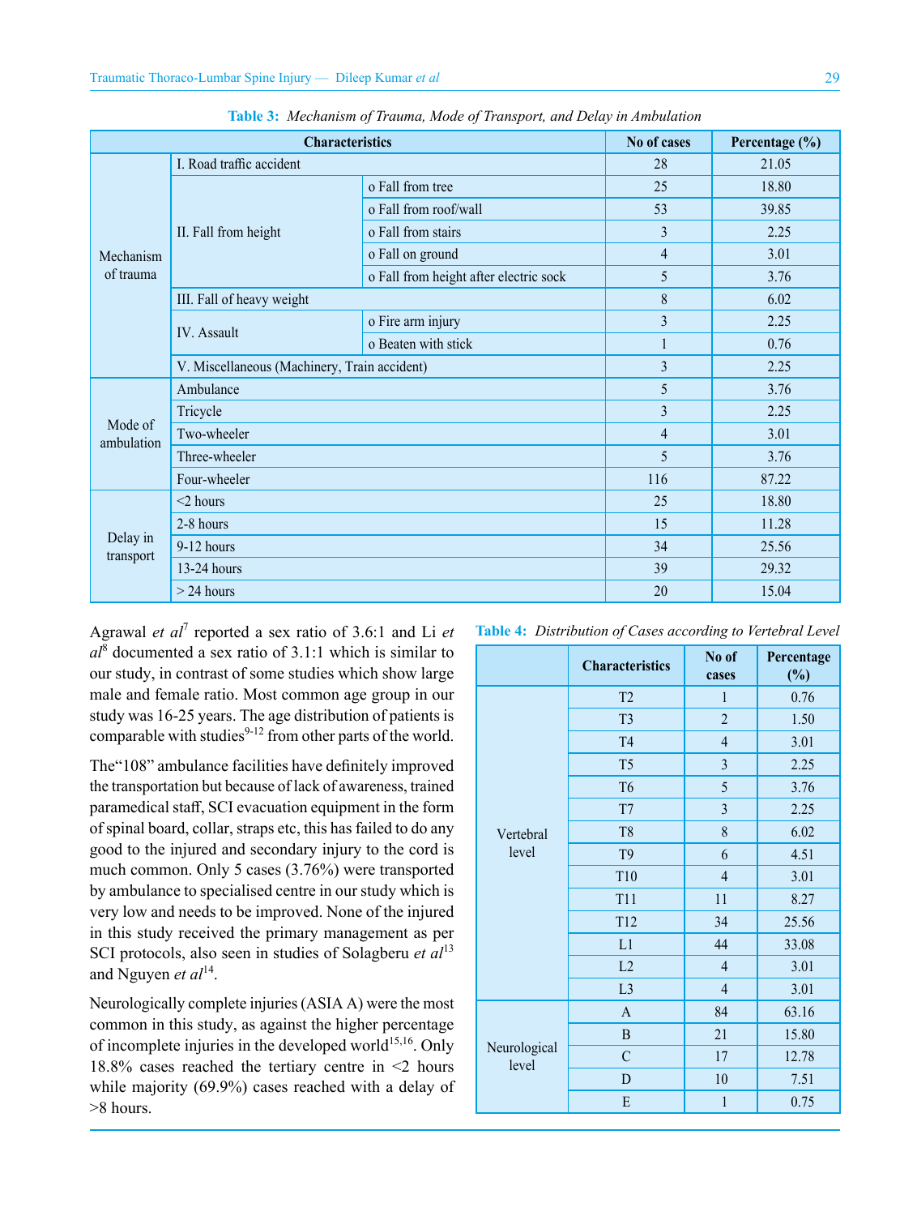**Table 3:** *Mechanism of Trauma, Mode of Transport, and Delay in Ambulation*

| Characteristics | | | No of cases | Percentage (%) |
|---|---|---|---|---|
| Mechanism of trauma | I. Road traffic accident | | 28 | 21.05 |
| | II. Fall from height | o Fall from tree | 25 | 18.80 |
| | | o Fall from roof/wall | 53 | 39.85 |
| | | o Fall from stairs | 3 | 2.25 |
| | | o Fall on ground | 4 | 3.01 |
| | | o Fall from height after electric sock | 5 | 3.76 |
| | III. Fall of heavy weight | | 8 | 6.02 |
| | IV. Assault | o Fire arm injury | 3 | 2.25 |
| | | o Beaten with stick | 1 | 0.76 |
| | V. Miscellaneous (Machinery, Train accident) | | 3 | 2.25 |
| Mode of ambulation | Ambulance | | 5 | 3.76 |
| | Tricycle | | 3 | 2.25 |
| | Two-wheeler | | 4 | 3.01 |
| | Three-wheeler | | 5 | 3.76 |
| | Four-wheeler | | 116 | 87.22 |
| Delay in transport | <2 hours | | 25 | 18.80 |
| | 2-8 hours | | 15 | 11.28 |
| | 9-12 hours | | 34 | 25.56 |
| | 13-24 hours | | 39 | 29.32 |
| | > 24 hours | | 20 | 15.04 |

Agrawal *et al*[7] reported a sex ratio of 3.6:1 and Li *et al*[8] documented a sex ratio of 3.1:1 which is similar to our study, in contrast of some studies which show large male and female ratio. Most common age group in our study was 16-25 years. The age distribution of patients is comparable with studies[9-12] from other parts of the world.

The"108" ambulance facilities have definitely improved the transportation but because of lack of awareness, trained paramedical staff, SCI evacuation equipment in the form of spinal board, collar, straps etc, this has failed to do any good to the injured and secondary injury to the cord is much common. Only 5 cases (3.76%) were transported by ambulance to specialised centre in our study which is very low and needs to be improved. None of the injured in this study received the primary management as per SCI protocols, also seen in studies of Solagberu *et al*[13] and Nguyen *et al*[14].

Neurologically complete injuries (ASIA A) were the most common in this study, as against the higher percentage of incomplete injuries in the developed world[15,16]. Only 18.8% cases reached the tertiary centre in <2 hours while majority (69.9%) cases reached with a delay of >8 hours.

**Table 4:** *Distribution of Cases according to Vertebral Level*

| | Characteristics | No of cases | Percentage (%) |
|---|---|---|---|
| Vertebral level | T2 | 1 | 0.76 |
| | T3 | 2 | 1.50 |
| | T4 | 4 | 3.01 |
| | T5 | 3 | 2.25 |
| | T6 | 5 | 3.76 |
| | T7 | 3 | 2.25 |
| | T8 | 8 | 6.02 |
| | T9 | 6 | 4.51 |
| | T10 | 4 | 3.01 |
| | T11 | 11 | 8.27 |
| | T12 | 34 | 25.56 |
| | L1 | 44 | 33.08 |
| | L2 | 4 | 3.01 |
| | L3 | 4 | 3.01 |
| Neurological level | A | 84 | 63.16 |
| | B | 21 | 15.80 |
| | C | 17 | 12.78 |
| | D | 10 | 7.51 |
| | E | 1 | 0.75 |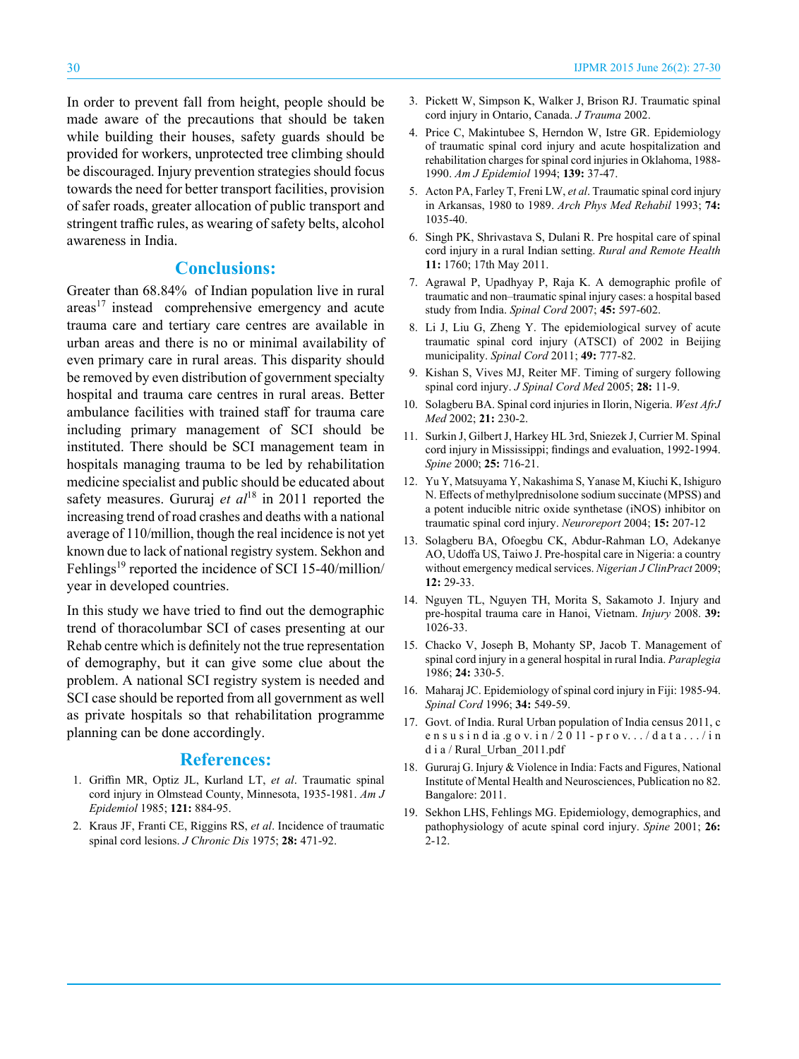In order to prevent fall from height, people should be made aware of the precautions that should be taken while building their houses, safety guards should be provided for workers, unprotected tree climbing should be discouraged. Injury prevention strategies should focus towards the need for better transport facilities, provision of safer roads, greater allocation of public transport and stringent traffic rules, as wearing of safety belts, alcohol awareness in India.

## Conclusions:

Greater than 68.84% of Indian population live in rural areas[17] instead comprehensive emergency and acute trauma care and tertiary care centres are available in urban areas and there is no or minimal availability of even primary care in rural areas. This disparity should be removed by even distribution of government specialty hospital and trauma care centres in rural areas. Better ambulance facilities with trained staff for trauma care including primary management of SCI should be instituted. There should be SCI management team in hospitals managing trauma to be led by rehabilitation medicine specialist and public should be educated about safety measures. Gururaj *et al*[18] in 2011 reported the increasing trend of road crashes and deaths with a national average of 110/million, though the real incidence is not yet known due to lack of national registry system. Sekhon and Fehlings[19] reported the incidence of SCI 15-40/million/year in developed countries.

In this study we have tried to find out the demographic trend of thoracolumbar SCI of cases presenting at our Rehab centre which is definitely not the true representation of demography, but it can give some clue about the problem. A national SCI registry system is needed and SCI case should be reported from all government as well as private hospitals so that rehabilitation programme planning can be done accordingly.

## References:

1. Griffin MR, Optiz JL, Kurland LT, *et al*. Traumatic spinal cord injury in Olmstead County, Minnesota, 1935-1981. *Am J Epidemiol* 1985; **121:** 884-95.
2. Kraus JF, Franti CE, Riggins RS, *et al*. Incidence of traumatic spinal cord lesions. *J Chronic Dis* 1975; **28:** 471-92.
3. Pickett W, Simpson K, Walker J, Brison RJ. Traumatic spinal cord injury in Ontario, Canada. *J Trauma* 2002.
4. Price C, Makintubee S, Herndon W, Istre GR. Epidemiology of traumatic spinal cord injury and acute hospitalization and rehabilitation charges for spinal cord injuries in Oklahoma, 1988-1990. *Am J Epidemiol* 1994; **139:** 37-47.
5. Acton PA, Farley T, Freni LW, *et al*. Traumatic spinal cord injury in Arkansas, 1980 to 1989. *Arch Phys Med Rehabil* 1993; **74:** 1035-40.
6. Singh PK, Shrivastava S, Dulani R. Pre hospital care of spinal cord injury in a rural Indian setting. *Rural and Remote Health* **11:** 1760; 17th May 2011.
7. Agrawal P, Upadhyay P, Raja K. A demographic profile of traumatic and non–traumatic spinal injury cases: a hospital based study from India. *Spinal Cord* 2007; **45:** 597-602.
8. Li J, Liu G, Zheng Y. The epidemiological survey of acute traumatic spinal cord injury (ATSCI) of 2002 in Beijing municipality. *Spinal Cord* 2011; **49:** 777-82.
9. Kishan S, Vives MJ, Reiter MF. Timing of surgery following spinal cord injury. *J Spinal Cord Med* 2005; **28:** 11-9.
10. Solagberu BA. Spinal cord injuries in Ilorin, Nigeria. *West AfrJ Med* 2002; **21:** 230-2.
11. Surkin J, Gilbert J, Harkey HL 3rd, Sniezek J, Currier M. Spinal cord injury in Mississippi; findings and evaluation, 1992-1994. *Spine* 2000; **25:** 716-21.
12. Yu Y, Matsuyama Y, Nakashima S, Yanase M, Kiuchi K, Ishiguro N. Effects of methylprednisolone sodium succinate (MPSS) and a potent inducible nitric oxide synthetase (iNOS) inhibitor on traumatic spinal cord injury. *Neuroreport* 2004; **15:** 207-12
13. Solagberu BA, Ofoegbu CK, Abdur-Rahman LO, Adekanye AO, Udoffa US, Taiwo J. Pre-hospital care in Nigeria: a country without emergency medical services. *Nigerian J ClinPract* 2009; **12:** 29-33.
14. Nguyen TL, Nguyen TH, Morita S, Sakamoto J. Injury and pre-hospital trauma care in Hanoi, Vietnam. *Injury* 2008. **39:** 1026-33.
15. Chacko V, Joseph B, Mohanty SP, Jacob T. Management of spinal cord injury in a general hospital in rural India. *Paraplegia* 1986; **24:** 330-5.
16. Maharaj JC. Epidemiology of spinal cord injury in Fiji: 1985-94. *Spinal Cord* 1996; **34:** 549-59.
17. Govt. of India. Rural Urban population of India census 2011, censusindia.gov.in/2011-prov.../data.../india/Rural_Urban_2011.pdf
18. Gururaj G. Injury & Violence in India: Facts and Figures, National Institute of Mental Health and Neurosciences, Publication no 82. Bangalore: 2011.
19. Sekhon LHS, Fehlings MG. Epidemiology, demographics, and pathophysiology of acute spinal cord injury. *Spine* 2001; **26:** 2-12.